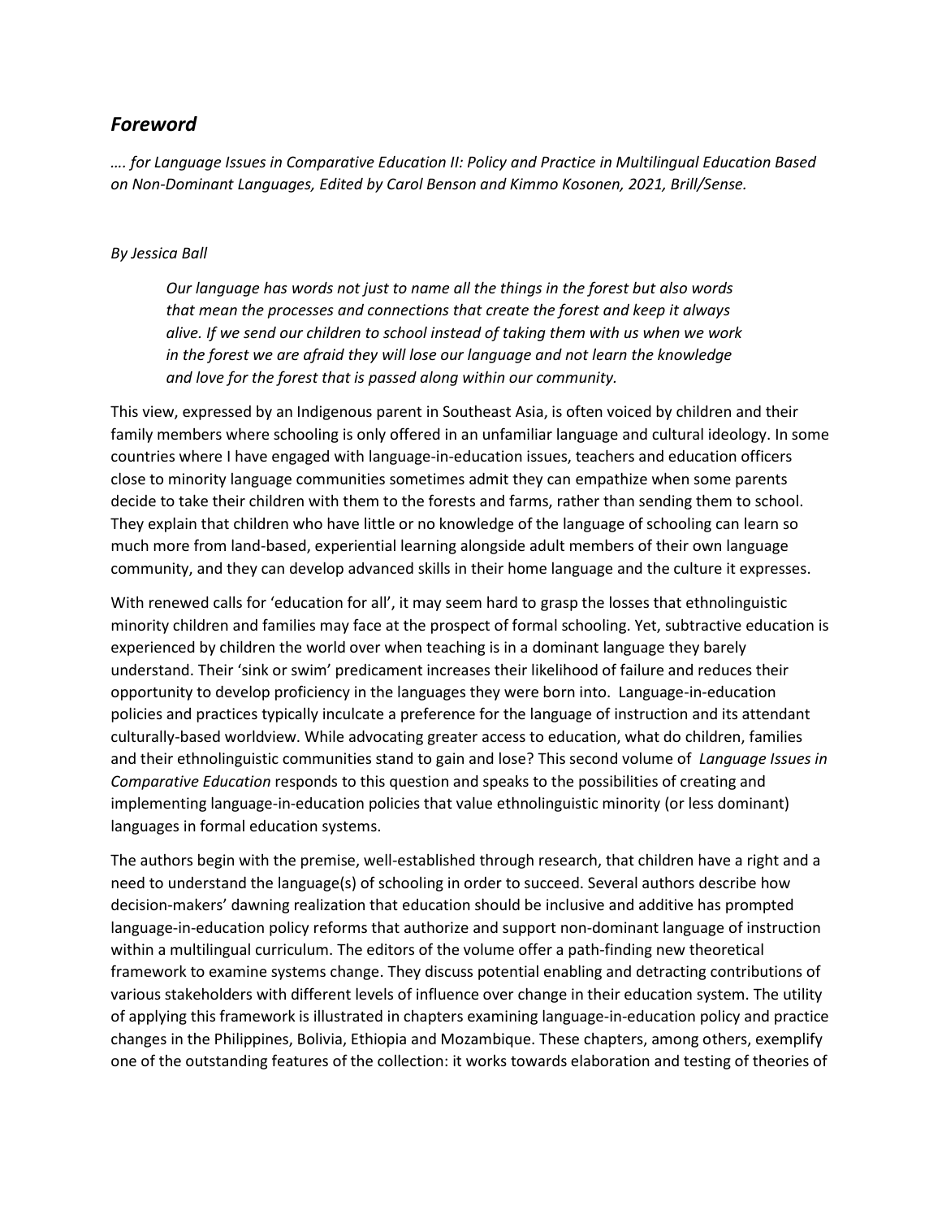## *Foreword*

*…. for Language Issues in Comparative Education II: Policy and Practice in Multilingual Education Based on Non-Dominant Languages, Edited by Carol Benson and Kimmo Kosonen, 2021, Brill/Sense.*

*By Jessica Ball*

> *Our language has words not just to name all the things in the forest but also words that mean the processes and connections that create the forest and keep it always alive. If we send our children to school instead of taking them with us when we work in the forest we are afraid they will lose our language and not learn the knowledge and love for the forest that is passed along within our community.*

This view, expressed by an Indigenous parent in Southeast Asia, is often voiced by children and their family members where schooling is only offered in an unfamiliar language and cultural ideology. In some countries where I have engaged with language-in-education issues, teachers and education officers close to minority language communities sometimes admit they can empathize when some parents decide to take their children with them to the forests and farms, rather than sending them to school. They explain that children who have little or no knowledge of the language of schooling can learn so much more from land-based, experiential learning alongside adult members of their own language community, and they can develop advanced skills in their home language and the culture it expresses.

With renewed calls for 'education for all', it may seem hard to grasp the losses that ethnolinguistic minority children and families may face at the prospect of formal schooling. Yet, subtractive education is experienced by children the world over when teaching is in a dominant language they barely understand. Their 'sink or swim' predicament increases their likelihood of failure and reduces their opportunity to develop proficiency in the languages they were born into. Language-in-education policies and practices typically inculcate a preference for the language of instruction and its attendant culturally-based worldview. While advocating greater access to education, what do children, families and their ethnolinguistic communities stand to gain and lose? This second volume of *Language Issues in Comparative Education* responds to this question and speaks to the possibilities of creating and implementing language-in-education policies that value ethnolinguistic minority (or less dominant) languages in formal education systems.

The authors begin with the premise, well-established through research, that children have a right and a need to understand the language(s) of schooling in order to succeed. Several authors describe how decision-makers' dawning realization that education should be inclusive and additive has prompted language-in-education policy reforms that authorize and support non-dominant language of instruction within a multilingual curriculum. The editors of the volume offer a path-finding new theoretical framework to examine systems change. They discuss potential enabling and detracting contributions of various stakeholders with different levels of influence over change in their education system. The utility of applying this framework is illustrated in chapters examining language-in-education policy and practice changes in the Philippines, Bolivia, Ethiopia and Mozambique. These chapters, among others, exemplify one of the outstanding features of the collection: it works towards elaboration and testing of theories of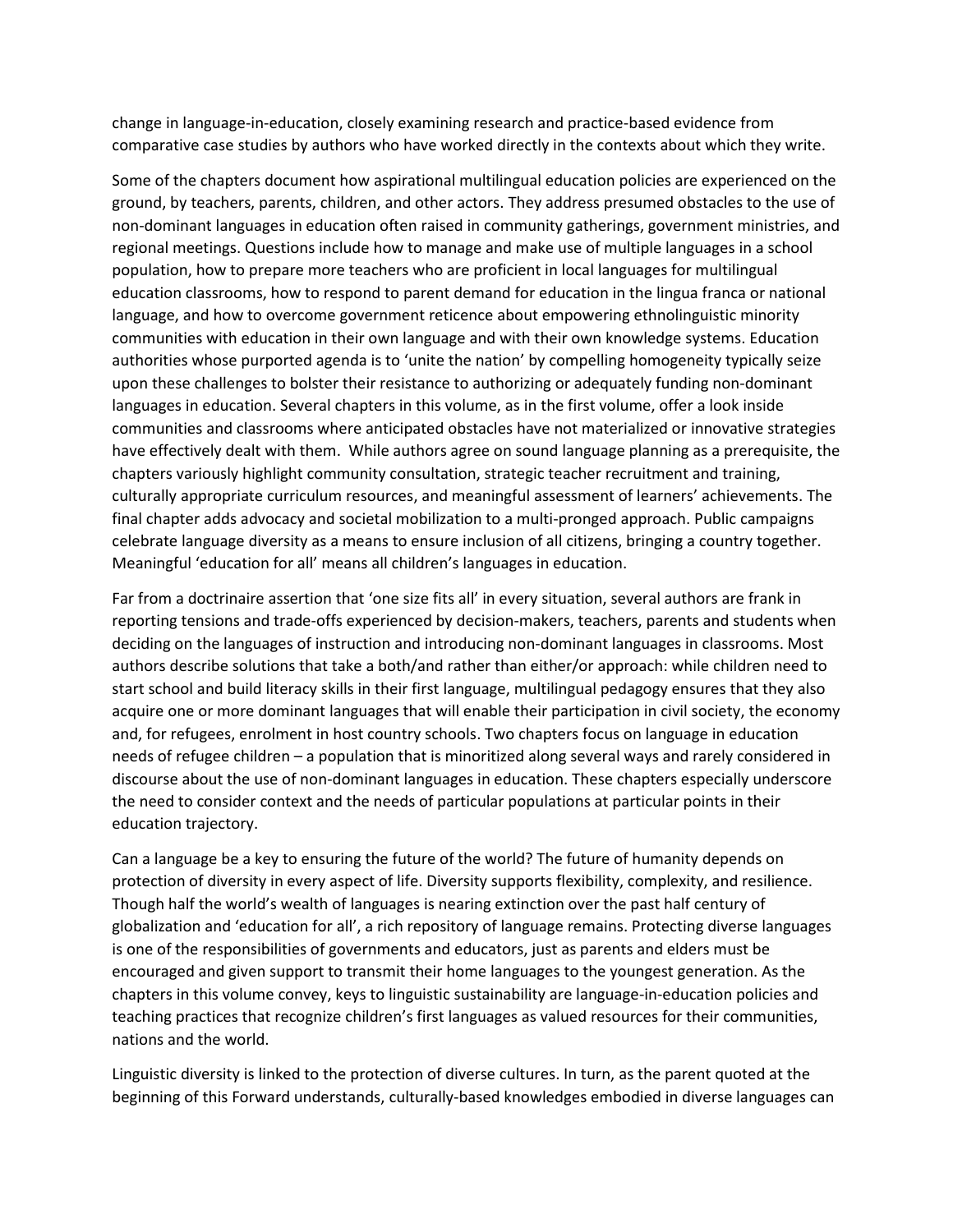change in language-in-education, closely examining research and practice-based evidence from comparative case studies by authors who have worked directly in the contexts about which they write.

Some of the chapters document how aspirational multilingual education policies are experienced on the ground, by teachers, parents, children, and other actors. They address presumed obstacles to the use of non-dominant languages in education often raised in community gatherings, government ministries, and regional meetings. Questions include how to manage and make use of multiple languages in a school population, how to prepare more teachers who are proficient in local languages for multilingual education classrooms, how to respond to parent demand for education in the lingua franca or national language, and how to overcome government reticence about empowering ethnolinguistic minority communities with education in their own language and with their own knowledge systems. Education authorities whose purported agenda is to 'unite the nation' by compelling homogeneity typically seize upon these challenges to bolster their resistance to authorizing or adequately funding non-dominant languages in education. Several chapters in this volume, as in the first volume, offer a look inside communities and classrooms where anticipated obstacles have not materialized or innovative strategies have effectively dealt with them. While authors agree on sound language planning as a prerequisite, the chapters variously highlight community consultation, strategic teacher recruitment and training, culturally appropriate curriculum resources, and meaningful assessment of learners' achievements. The final chapter adds advocacy and societal mobilization to a multi-pronged approach. Public campaigns celebrate language diversity as a means to ensure inclusion of all citizens, bringing a country together. Meaningful 'education for all' means all children's languages in education.

Far from a doctrinaire assertion that 'one size fits all' in every situation, several authors are frank in reporting tensions and trade-offs experienced by decision-makers, teachers, parents and students when deciding on the languages of instruction and introducing non-dominant languages in classrooms. Most authors describe solutions that take a both/and rather than either/or approach: while children need to start school and build literacy skills in their first language, multilingual pedagogy ensures that they also acquire one or more dominant languages that will enable their participation in civil society, the economy and, for refugees, enrolment in host country schools. Two chapters focus on language in education needs of refugee children – a population that is minoritized along several ways and rarely considered in discourse about the use of non-dominant languages in education. These chapters especially underscore the need to consider context and the needs of particular populations at particular points in their education trajectory.

Can a language be a key to ensuring the future of the world? The future of humanity depends on protection of diversity in every aspect of life. Diversity supports flexibility, complexity, and resilience. Though half the world's wealth of languages is nearing extinction over the past half century of globalization and 'education for all', a rich repository of language remains. Protecting diverse languages is one of the responsibilities of governments and educators, just as parents and elders must be encouraged and given support to transmit their home languages to the youngest generation. As the chapters in this volume convey, keys to linguistic sustainability are language-in-education policies and teaching practices that recognize children's first languages as valued resources for their communities, nations and the world.

Linguistic diversity is linked to the protection of diverse cultures. In turn, as the parent quoted at the beginning of this Forward understands, culturally-based knowledges embodied in diverse languages can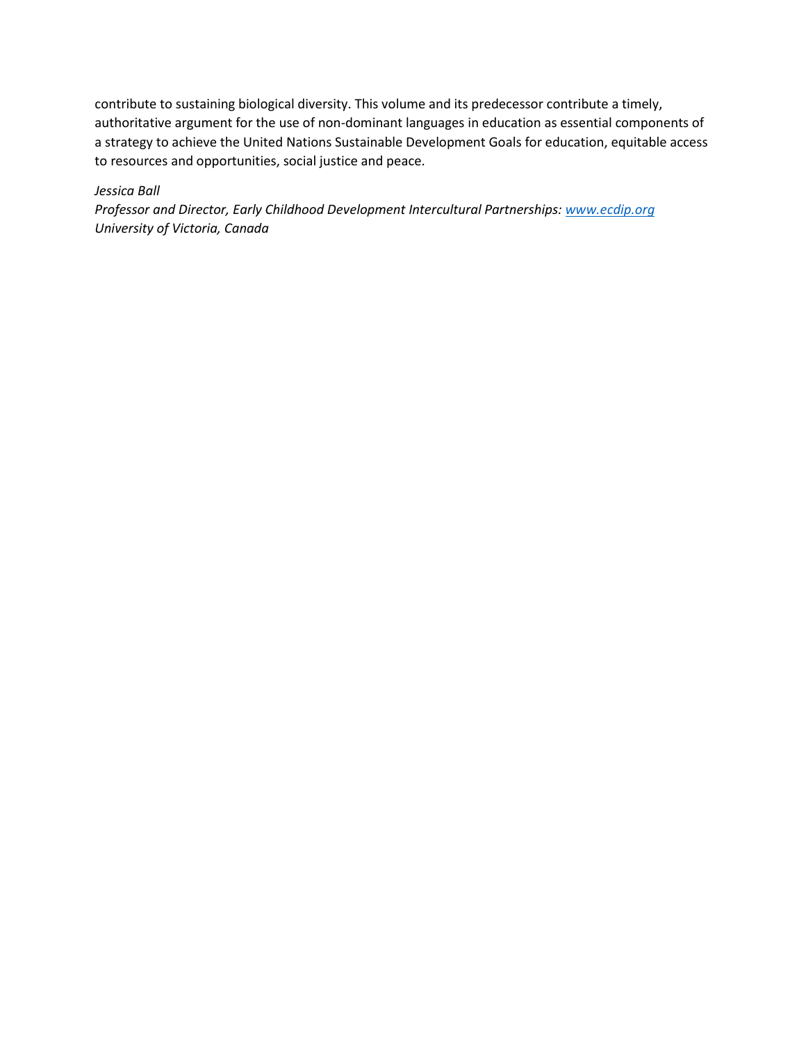contribute to sustaining biological diversity. This volume and its predecessor contribute a timely, authoritative argument for the use of non-dominant languages in education as essential components of a strategy to achieve the United Nations Sustainable Development Goals for education, equitable access to resources and opportunities, social justice and peace.

*Jessica Ball*
*Professor and Director, Early Childhood Development Intercultural Partnerships: [www.ecdip.org](http://www.ecdip.org)*
*University of Victoria, Canada*